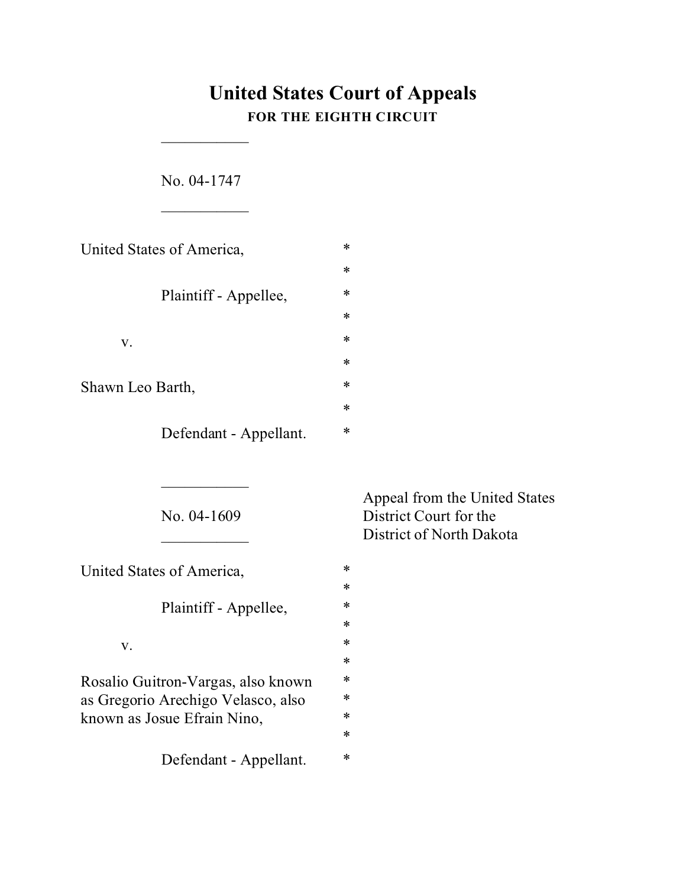# United States Court of Appeals

**FOR THE EIGHTH CIRCUIT**

___________

No. 04-1747

___________

United States of America, *
*
Plaintiff - Appellee, *
*
v. *
*
Shawn Leo Barth, *
*
Defendant - Appellant. *

___________

No. 04-1609

___________

Appeal from the United States District Court for the District of North Dakota

United States of America, *
*
Plaintiff - Appellee, *
*
v. *
*
Rosalio Guitron-Vargas, also known as Gregorio Arechigo Velasco, also known as Josue Efrain Nino, *
*
Defendant - Appellant. *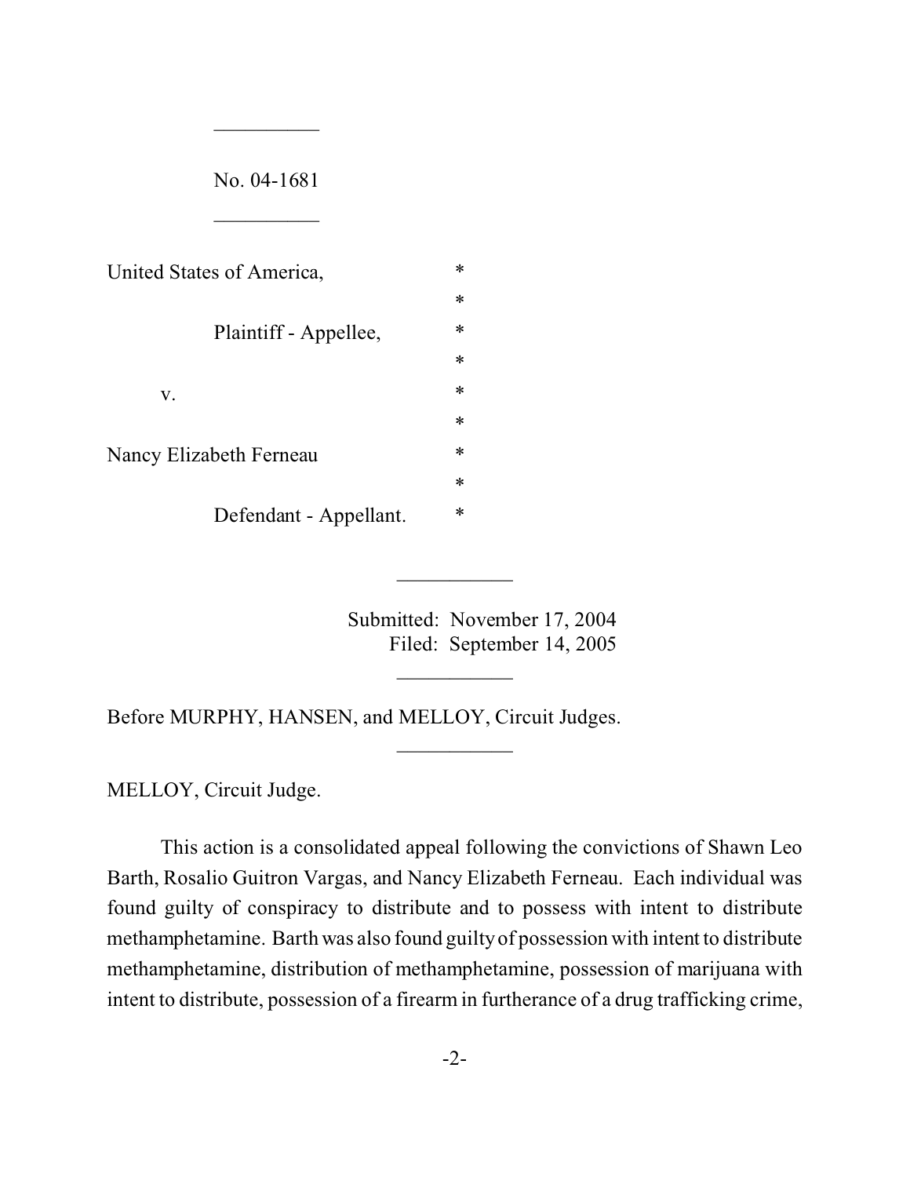No. 04-1681

United States of America, *
*
Plaintiff - Appellee, *
*
v. *
*
Nancy Elizabeth Ferneau *
*
Defendant - Appellant. *

Submitted: November 17, 2004
Filed: September 14, 2005

Before MURPHY, HANSEN, and MELLOY, Circuit Judges.

MELLOY, Circuit Judge.

This action is a consolidated appeal following the convictions of Shawn Leo Barth, Rosalio Guitron Vargas, and Nancy Elizabeth Ferneau. Each individual was found guilty of conspiracy to distribute and to possess with intent to distribute methamphetamine. Barth was also found guilty of possession with intent to distribute methamphetamine, distribution of methamphetamine, possession of marijuana with intent to distribute, possession of a firearm in furtherance of a drug trafficking crime,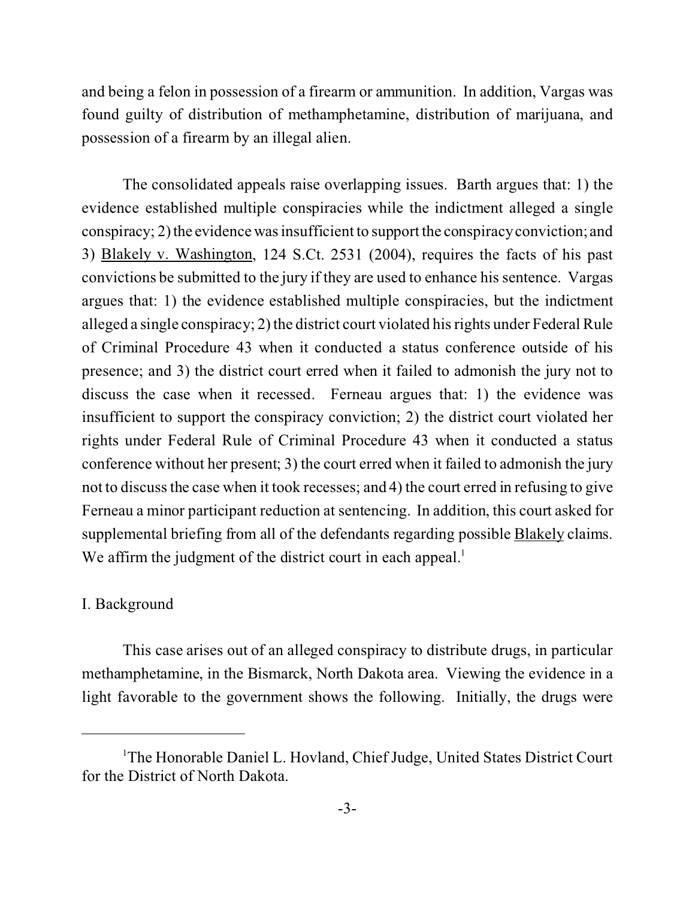and being a felon in possession of a firearm or ammunition. In addition, Vargas was found guilty of distribution of methamphetamine, distribution of marijuana, and possession of a firearm by an illegal alien.

The consolidated appeals raise overlapping issues. Barth argues that: 1) the evidence established multiple conspiracies while the indictment alleged a single conspiracy; 2) the evidence was insufficient to support the conspiracy conviction; and 3) Blakely v. Washington, 124 S.Ct. 2531 (2004), requires the facts of his past convictions be submitted to the jury if they are used to enhance his sentence. Vargas argues that: 1) the evidence established multiple conspiracies, but the indictment alleged a single conspiracy; 2) the district court violated his rights under Federal Rule of Criminal Procedure 43 when it conducted a status conference outside of his presence; and 3) the district court erred when it failed to admonish the jury not to discuss the case when it recessed. Ferneau argues that: 1) the evidence was insufficient to support the conspiracy conviction; 2) the district court violated her rights under Federal Rule of Criminal Procedure 43 when it conducted a status conference without her present; 3) the court erred when it failed to admonish the jury not to discuss the case when it took recesses; and 4) the court erred in refusing to give Ferneau a minor participant reduction at sentencing. In addition, this court asked for supplemental briefing from all of the defendants regarding possible Blakely claims. We affirm the judgment of the district court in each appeal.[1]

## I. Background

This case arises out of an alleged conspiracy to distribute drugs, in particular methamphetamine, in the Bismarck, North Dakota area. Viewing the evidence in a light favorable to the government shows the following. Initially, the drugs were

---

[1] The Honorable Daniel L. Hovland, Chief Judge, United States District Court for the District of North Dakota.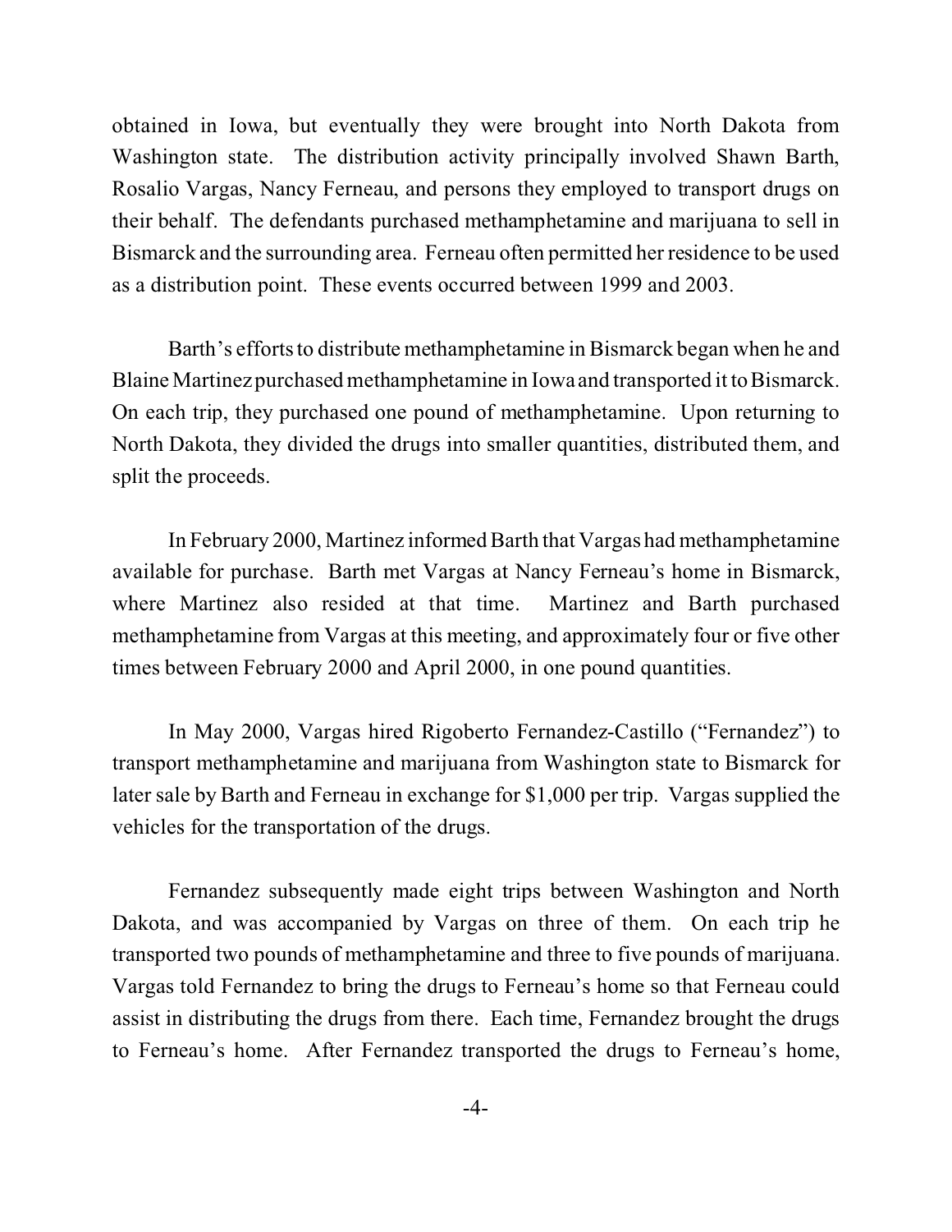obtained in Iowa, but eventually they were brought into North Dakota from Washington state. The distribution activity principally involved Shawn Barth, Rosalio Vargas, Nancy Ferneau, and persons they employed to transport drugs on their behalf. The defendants purchased methamphetamine and marijuana to sell in Bismarck and the surrounding area. Ferneau often permitted her residence to be used as a distribution point. These events occurred between 1999 and 2003.

Barth's efforts to distribute methamphetamine in Bismarck began when he and Blaine Martinez purchased methamphetamine in Iowa and transported it to Bismarck. On each trip, they purchased one pound of methamphetamine. Upon returning to North Dakota, they divided the drugs into smaller quantities, distributed them, and split the proceeds.

In February 2000, Martinez informed Barth that Vargas had methamphetamine available for purchase. Barth met Vargas at Nancy Ferneau's home in Bismarck, where Martinez also resided at that time. Martinez and Barth purchased methamphetamine from Vargas at this meeting, and approximately four or five other times between February 2000 and April 2000, in one pound quantities.

In May 2000, Vargas hired Rigoberto Fernandez-Castillo ("Fernandez") to transport methamphetamine and marijuana from Washington state to Bismarck for later sale by Barth and Ferneau in exchange for $1,000 per trip. Vargas supplied the vehicles for the transportation of the drugs.

Fernandez subsequently made eight trips between Washington and North Dakota, and was accompanied by Vargas on three of them. On each trip he transported two pounds of methamphetamine and three to five pounds of marijuana. Vargas told Fernandez to bring the drugs to Ferneau's home so that Ferneau could assist in distributing the drugs from there. Each time, Fernandez brought the drugs to Ferneau's home. After Fernandez transported the drugs to Ferneau's home,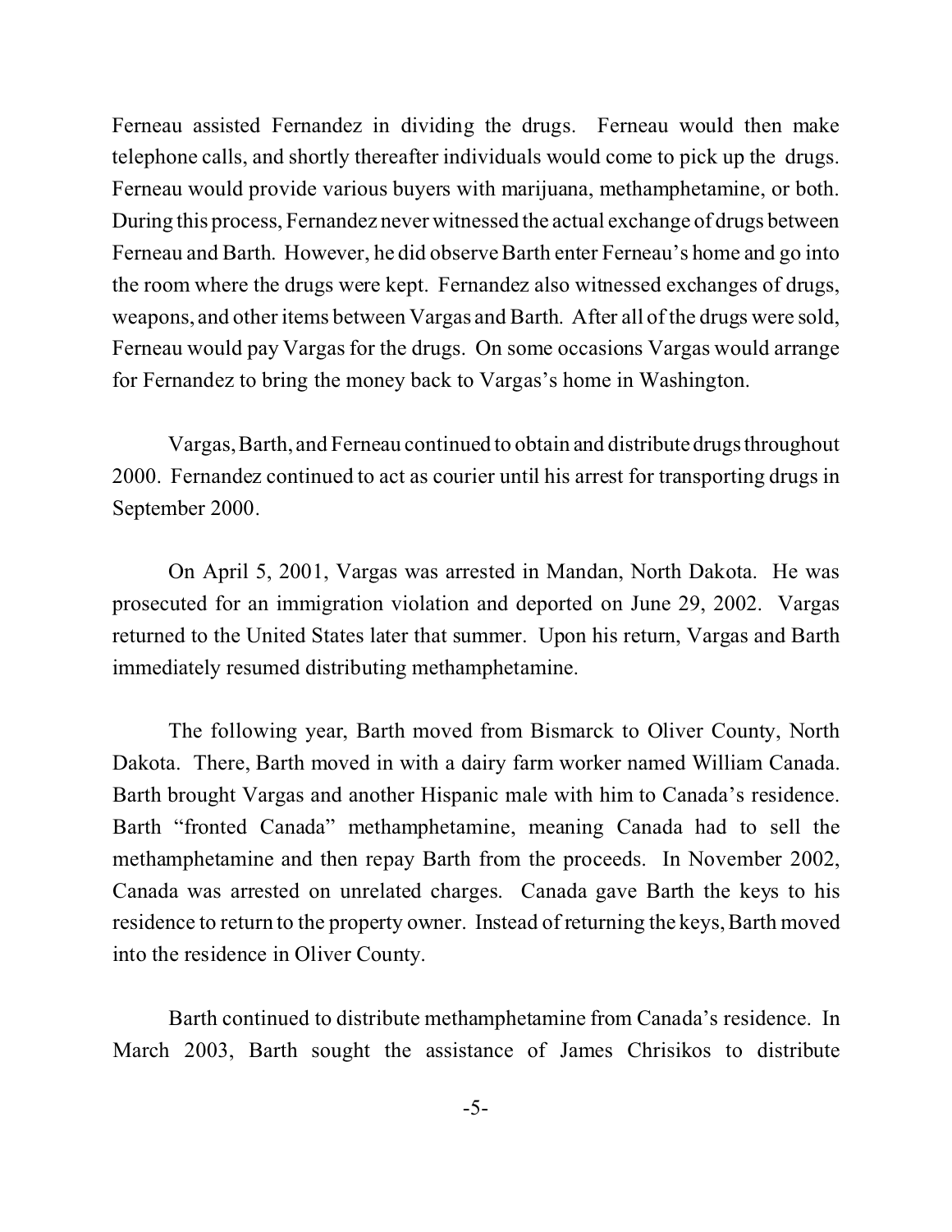Ferneau assisted Fernandez in dividing the drugs. Ferneau would then make telephone calls, and shortly thereafter individuals would come to pick up the drugs. Ferneau would provide various buyers with marijuana, methamphetamine, or both. During this process, Fernandez never witnessed the actual exchange of drugs between Ferneau and Barth. However, he did observe Barth enter Ferneau's home and go into the room where the drugs were kept. Fernandez also witnessed exchanges of drugs, weapons, and other items between Vargas and Barth. After all of the drugs were sold, Ferneau would pay Vargas for the drugs. On some occasions Vargas would arrange for Fernandez to bring the money back to Vargas's home in Washington.

Vargas, Barth, and Ferneau continued to obtain and distribute drugs throughout 2000. Fernandez continued to act as courier until his arrest for transporting drugs in September 2000.

On April 5, 2001, Vargas was arrested in Mandan, North Dakota. He was prosecuted for an immigration violation and deported on June 29, 2002. Vargas returned to the United States later that summer. Upon his return, Vargas and Barth immediately resumed distributing methamphetamine.

The following year, Barth moved from Bismarck to Oliver County, North Dakota. There, Barth moved in with a dairy farm worker named William Canada. Barth brought Vargas and another Hispanic male with him to Canada's residence. Barth "fronted Canada" methamphetamine, meaning Canada had to sell the methamphetamine and then repay Barth from the proceeds. In November 2002, Canada was arrested on unrelated charges. Canada gave Barth the keys to his residence to return to the property owner. Instead of returning the keys, Barth moved into the residence in Oliver County.

Barth continued to distribute methamphetamine from Canada's residence. In March 2003, Barth sought the assistance of James Chrisikos to distribute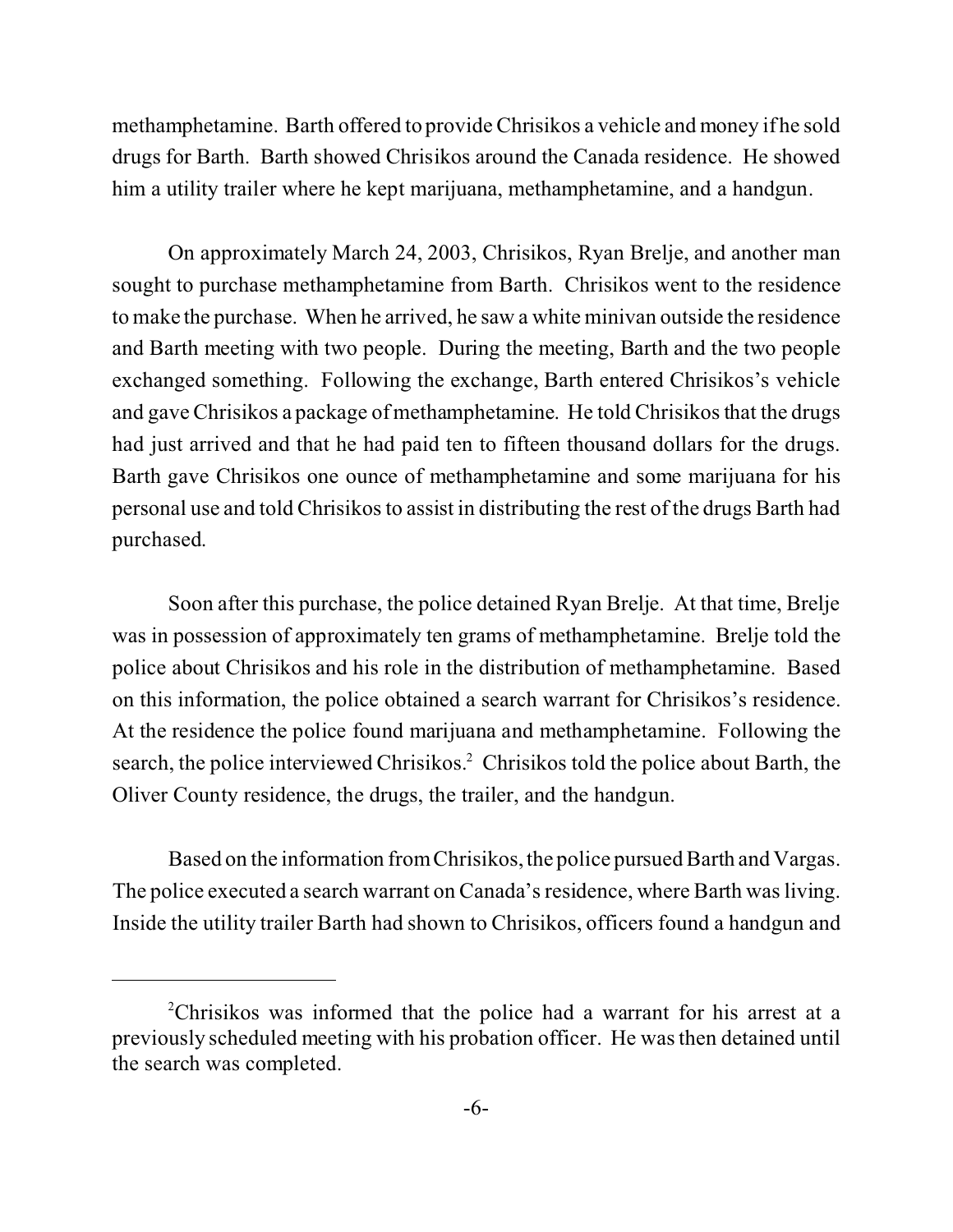methamphetamine. Barth offered to provide Chrisikos a vehicle and money if he sold drugs for Barth. Barth showed Chrisikos around the Canada residence. He showed him a utility trailer where he kept marijuana, methamphetamine, and a handgun.

On approximately March 24, 2003, Chrisikos, Ryan Brelje, and another man sought to purchase methamphetamine from Barth. Chrisikos went to the residence to make the purchase. When he arrived, he saw a white minivan outside the residence and Barth meeting with two people. During the meeting, Barth and the two people exchanged something. Following the exchange, Barth entered Chrisikos's vehicle and gave Chrisikos a package of methamphetamine. He told Chrisikos that the drugs had just arrived and that he had paid ten to fifteen thousand dollars for the drugs. Barth gave Chrisikos one ounce of methamphetamine and some marijuana for his personal use and told Chrisikos to assist in distributing the rest of the drugs Barth had purchased.

Soon after this purchase, the police detained Ryan Brelje. At that time, Brelje was in possession of approximately ten grams of methamphetamine. Brelje told the police about Chrisikos and his role in the distribution of methamphetamine. Based on this information, the police obtained a search warrant for Chrisikos's residence. At the residence the police found marijuana and methamphetamine. Following the search, the police interviewed Chrisikos.[2] Chrisikos told the police about Barth, the Oliver County residence, the drugs, the trailer, and the handgun.

Based on the information from Chrisikos, the police pursued Barth and Vargas. The police executed a search warrant on Canada's residence, where Barth was living. Inside the utility trailer Barth had shown to Chrisikos, officers found a handgun and

---

[2]Chrisikos was informed that the police had a warrant for his arrest at a previously scheduled meeting with his probation officer. He was then detained until the search was completed.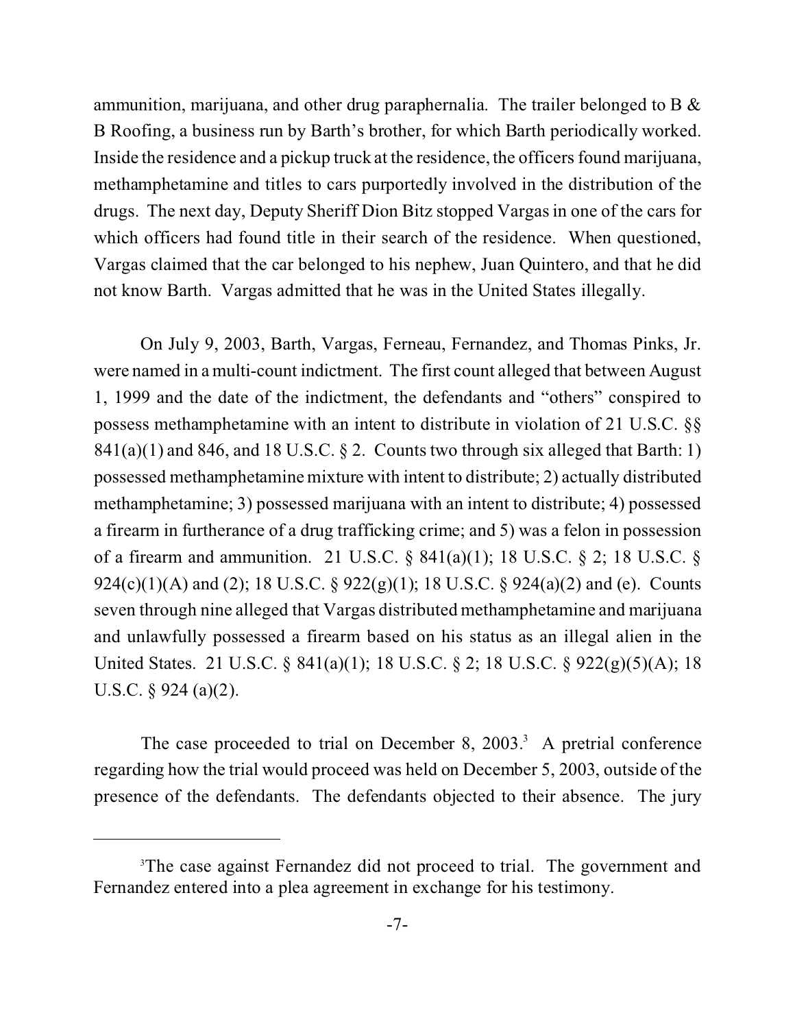ammunition, marijuana, and other drug paraphernalia. The trailer belonged to B & B Roofing, a business run by Barth's brother, for which Barth periodically worked. Inside the residence and a pickup truck at the residence, the officers found marijuana, methamphetamine and titles to cars purportedly involved in the distribution of the drugs. The next day, Deputy Sheriff Dion Bitz stopped Vargas in one of the cars for which officers had found title in their search of the residence. When questioned, Vargas claimed that the car belonged to his nephew, Juan Quintero, and that he did not know Barth. Vargas admitted that he was in the United States illegally.

On July 9, 2003, Barth, Vargas, Ferneau, Fernandez, and Thomas Pinks, Jr. were named in a multi-count indictment. The first count alleged that between August 1, 1999 and the date of the indictment, the defendants and "others" conspired to possess methamphetamine with an intent to distribute in violation of 21 U.S.C. §§ 841(a)(1) and 846, and 18 U.S.C. § 2. Counts two through six alleged that Barth: 1) possessed methamphetamine mixture with intent to distribute; 2) actually distributed methamphetamine; 3) possessed marijuana with an intent to distribute; 4) possessed a firearm in furtherance of a drug trafficking crime; and 5) was a felon in possession of a firearm and ammunition. 21 U.S.C. § 841(a)(1); 18 U.S.C. § 2; 18 U.S.C. § 924(c)(1)(A) and (2); 18 U.S.C. § 922(g)(1); 18 U.S.C. § 924(a)(2) and (e). Counts seven through nine alleged that Vargas distributed methamphetamine and marijuana and unlawfully possessed a firearm based on his status as an illegal alien in the United States. 21 U.S.C. § 841(a)(1); 18 U.S.C. § 2; 18 U.S.C. § 922(g)(5)(A); 18 U.S.C. § 924 (a)(2).

The case proceeded to trial on December 8, 2003.[3] A pretrial conference regarding how the trial would proceed was held on December 5, 2003, outside of the presence of the defendants. The defendants objected to their absence. The jury

[3]The case against Fernandez did not proceed to trial. The government and Fernandez entered into a plea agreement in exchange for his testimony.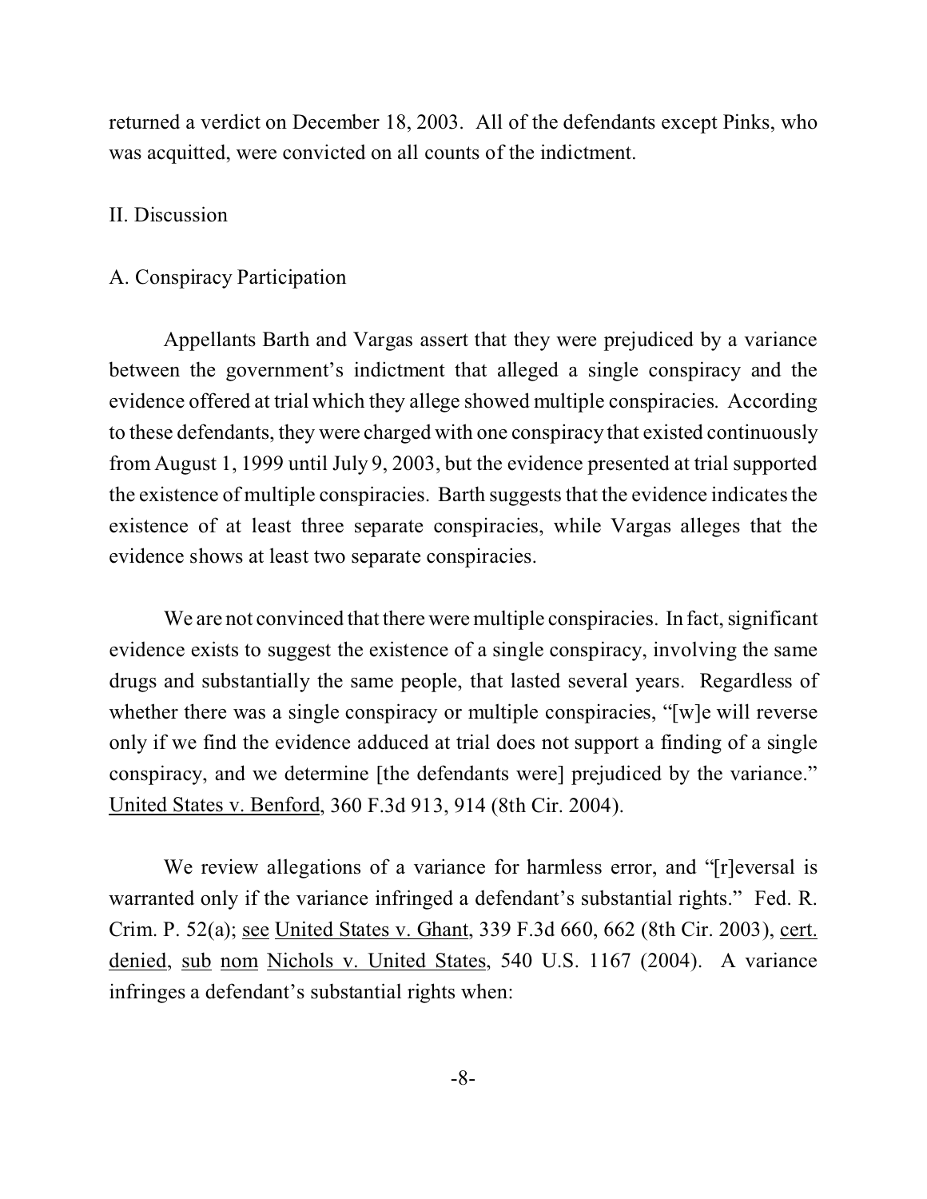returned a verdict on December 18, 2003. All of the defendants except Pinks, who was acquitted, were convicted on all counts of the indictment.

## II. Discussion

### A. Conspiracy Participation

Appellants Barth and Vargas assert that they were prejudiced by a variance between the government's indictment that alleged a single conspiracy and the evidence offered at trial which they allege showed multiple conspiracies. According to these defendants, they were charged with one conspiracy that existed continuously from August 1, 1999 until July 9, 2003, but the evidence presented at trial supported the existence of multiple conspiracies. Barth suggests that the evidence indicates the existence of at least three separate conspiracies, while Vargas alleges that the evidence shows at least two separate conspiracies.

We are not convinced that there were multiple conspiracies. In fact, significant evidence exists to suggest the existence of a single conspiracy, involving the same drugs and substantially the same people, that lasted several years. Regardless of whether there was a single conspiracy or multiple conspiracies, "[w]e will reverse only if we find the evidence adduced at trial does not support a finding of a single conspiracy, and we determine [the defendants were] prejudiced by the variance." United States v. Benford, 360 F.3d 913, 914 (8th Cir. 2004).

We review allegations of a variance for harmless error, and "[r]eversal is warranted only if the variance infringed a defendant's substantial rights." Fed. R. Crim. P. 52(a); see United States v. Ghant, 339 F.3d 660, 662 (8th Cir. 2003), cert. denied, sub nom Nichols v. United States, 540 U.S. 1167 (2004). A variance infringes a defendant's substantial rights when: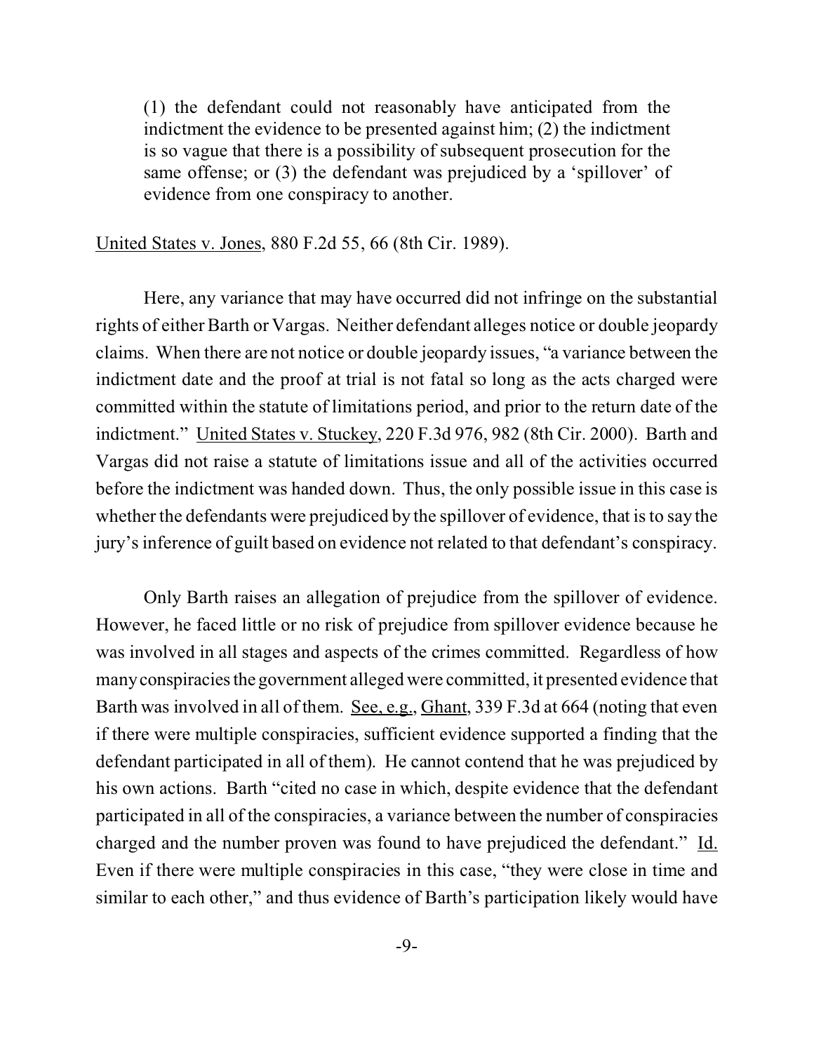> (1) the defendant could not reasonably have anticipated from the indictment the evidence to be presented against him; (2) the indictment is so vague that there is a possibility of subsequent prosecution for the same offense; or (3) the defendant was prejudiced by a 'spillover' of evidence from one conspiracy to another.

United States v. Jones, 880 F.2d 55, 66 (8th Cir. 1989).

Here, any variance that may have occurred did not infringe on the substantial rights of either Barth or Vargas. Neither defendant alleges notice or double jeopardy claims. When there are not notice or double jeopardy issues, "a variance between the indictment date and the proof at trial is not fatal so long as the acts charged were committed within the statute of limitations period, and prior to the return date of the indictment." United States v. Stuckey, 220 F.3d 976, 982 (8th Cir. 2000). Barth and Vargas did not raise a statute of limitations issue and all of the activities occurred before the indictment was handed down. Thus, the only possible issue in this case is whether the defendants were prejudiced by the spillover of evidence, that is to say the jury's inference of guilt based on evidence not related to that defendant's conspiracy.

Only Barth raises an allegation of prejudice from the spillover of evidence. However, he faced little or no risk of prejudice from spillover evidence because he was involved in all stages and aspects of the crimes committed. Regardless of how many conspiracies the government alleged were committed, it presented evidence that Barth was involved in all of them. See, e.g., Ghant, 339 F.3d at 664 (noting that even if there were multiple conspiracies, sufficient evidence supported a finding that the defendant participated in all of them). He cannot contend that he was prejudiced by his own actions. Barth "cited no case in which, despite evidence that the defendant participated in all of the conspiracies, a variance between the number of conspiracies charged and the number proven was found to have prejudiced the defendant." Id. Even if there were multiple conspiracies in this case, "they were close in time and similar to each other," and thus evidence of Barth's participation likely would have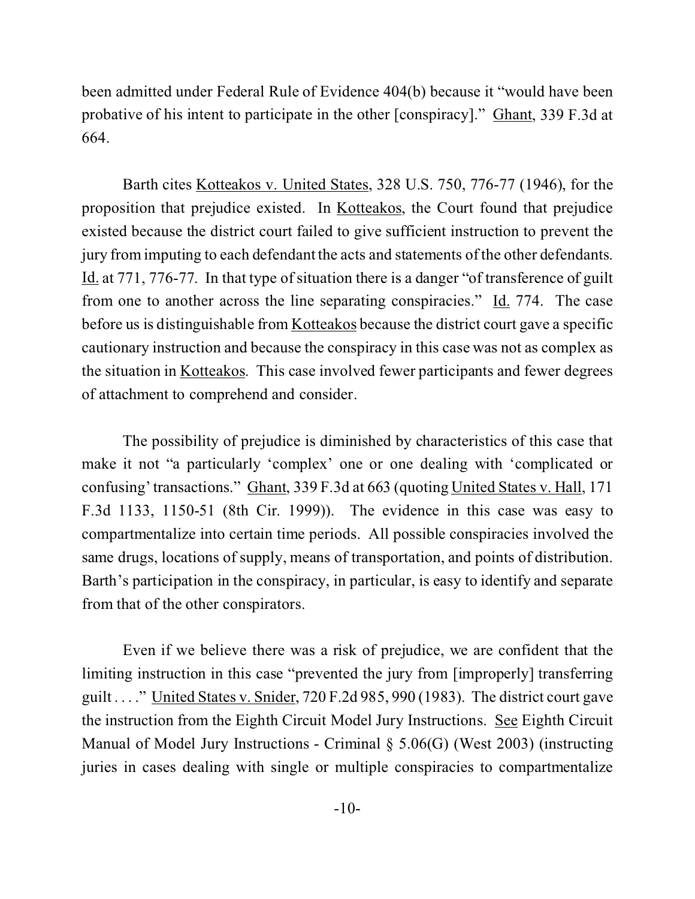been admitted under Federal Rule of Evidence 404(b) because it "would have been probative of his intent to participate in the other [conspiracy]." Ghant, 339 F.3d at 664.

Barth cites Kotteakos v. United States, 328 U.S. 750, 776-77 (1946), for the proposition that prejudice existed. In Kotteakos, the Court found that prejudice existed because the district court failed to give sufficient instruction to prevent the jury from imputing to each defendant the acts and statements of the other defendants. Id. at 771, 776-77. In that type of situation there is a danger "of transference of guilt from one to another across the line separating conspiracies." Id. 774. The case before us is distinguishable from Kotteakos because the district court gave a specific cautionary instruction and because the conspiracy in this case was not as complex as the situation in Kotteakos. This case involved fewer participants and fewer degrees of attachment to comprehend and consider.

The possibility of prejudice is diminished by characteristics of this case that make it not "a particularly 'complex' one or one dealing with 'complicated or confusing' transactions." Ghant, 339 F.3d at 663 (quoting United States v. Hall, 171 F.3d 1133, 1150-51 (8th Cir. 1999)). The evidence in this case was easy to compartmentalize into certain time periods. All possible conspiracies involved the same drugs, locations of supply, means of transportation, and points of distribution. Barth's participation in the conspiracy, in particular, is easy to identify and separate from that of the other conspirators.

Even if we believe there was a risk of prejudice, we are confident that the limiting instruction in this case "prevented the jury from [improperly] transferring guilt . . . ." United States v. Snider, 720 F.2d 985, 990 (1983). The district court gave the instruction from the Eighth Circuit Model Jury Instructions. See Eighth Circuit Manual of Model Jury Instructions - Criminal § 5.06(G) (West 2003) (instructing juries in cases dealing with single or multiple conspiracies to compartmentalize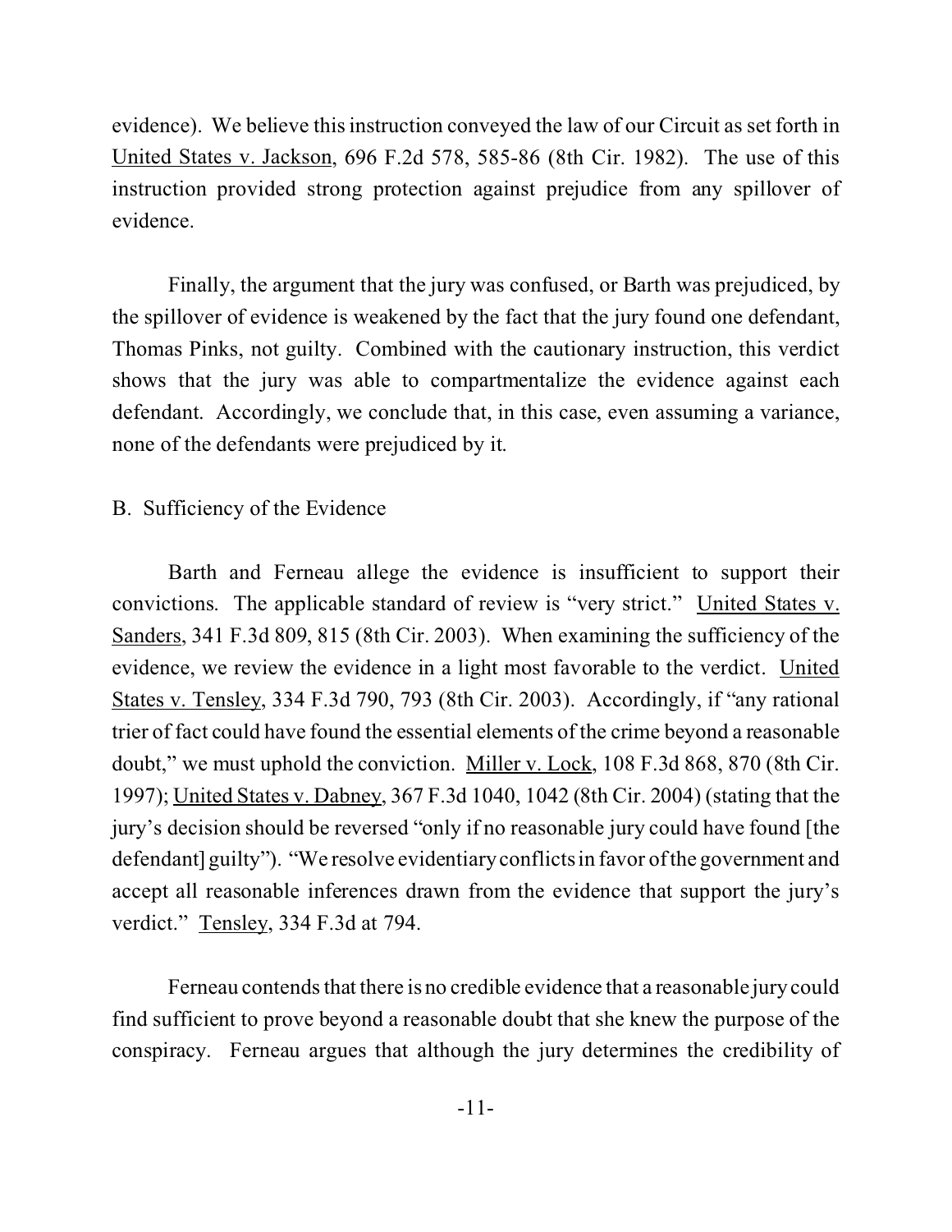evidence). We believe this instruction conveyed the law of our Circuit as set forth in United States v. Jackson, 696 F.2d 578, 585-86 (8th Cir. 1982). The use of this instruction provided strong protection against prejudice from any spillover of evidence.

Finally, the argument that the jury was confused, or Barth was prejudiced, by the spillover of evidence is weakened by the fact that the jury found one defendant, Thomas Pinks, not guilty. Combined with the cautionary instruction, this verdict shows that the jury was able to compartmentalize the evidence against each defendant. Accordingly, we conclude that, in this case, even assuming a variance, none of the defendants were prejudiced by it.

B. Sufficiency of the Evidence

Barth and Ferneau allege the evidence is insufficient to support their convictions. The applicable standard of review is "very strict." United States v. Sanders, 341 F.3d 809, 815 (8th Cir. 2003). When examining the sufficiency of the evidence, we review the evidence in a light most favorable to the verdict. United States v. Tensley, 334 F.3d 790, 793 (8th Cir. 2003). Accordingly, if "any rational trier of fact could have found the essential elements of the crime beyond a reasonable doubt," we must uphold the conviction. Miller v. Lock, 108 F.3d 868, 870 (8th Cir. 1997); United States v. Dabney, 367 F.3d 1040, 1042 (8th Cir. 2004) (stating that the jury's decision should be reversed "only if no reasonable jury could have found [the defendant] guilty"). "We resolve evidentiary conflicts in favor of the government and accept all reasonable inferences drawn from the evidence that support the jury's verdict." Tensley, 334 F.3d at 794.

Ferneau contends that there is no credible evidence that a reasonable jury could find sufficient to prove beyond a reasonable doubt that she knew the purpose of the conspiracy. Ferneau argues that although the jury determines the credibility of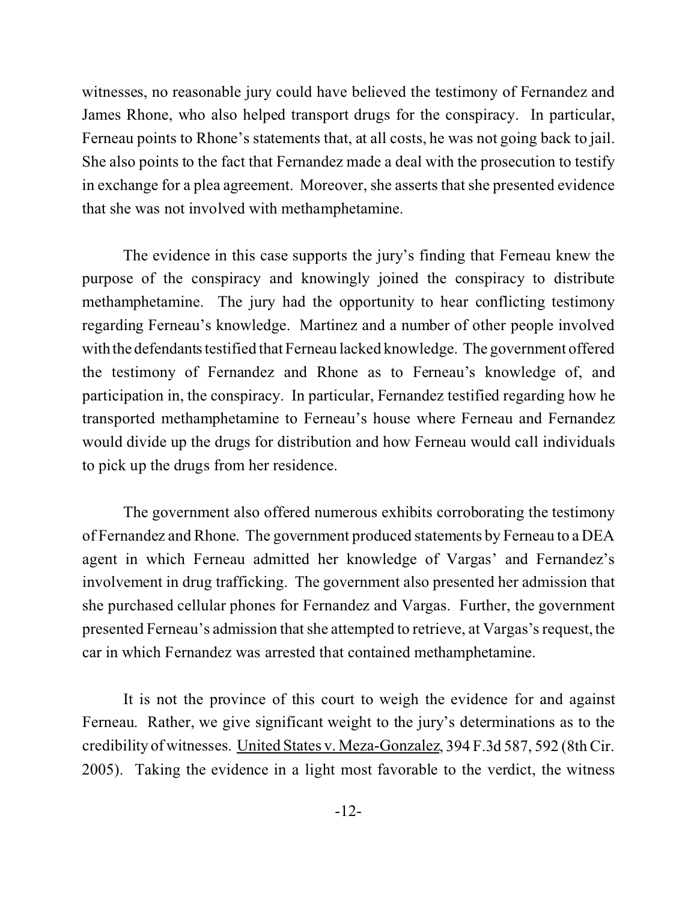witnesses, no reasonable jury could have believed the testimony of Fernandez and James Rhone, who also helped transport drugs for the conspiracy. In particular, Ferneau points to Rhone's statements that, at all costs, he was not going back to jail. She also points to the fact that Fernandez made a deal with the prosecution to testify in exchange for a plea agreement. Moreover, she asserts that she presented evidence that she was not involved with methamphetamine.

The evidence in this case supports the jury's finding that Ferneau knew the purpose of the conspiracy and knowingly joined the conspiracy to distribute methamphetamine. The jury had the opportunity to hear conflicting testimony regarding Ferneau's knowledge. Martinez and a number of other people involved with the defendants testified that Ferneau lacked knowledge. The government offered the testimony of Fernandez and Rhone as to Ferneau's knowledge of, and participation in, the conspiracy. In particular, Fernandez testified regarding how he transported methamphetamine to Ferneau's house where Ferneau and Fernandez would divide up the drugs for distribution and how Ferneau would call individuals to pick up the drugs from her residence.

The government also offered numerous exhibits corroborating the testimony of Fernandez and Rhone. The government produced statements by Ferneau to a DEA agent in which Ferneau admitted her knowledge of Vargas' and Fernandez's involvement in drug trafficking. The government also presented her admission that she purchased cellular phones for Fernandez and Vargas. Further, the government presented Ferneau's admission that she attempted to retrieve, at Vargas's request, the car in which Fernandez was arrested that contained methamphetamine.

It is not the province of this court to weigh the evidence for and against Ferneau. Rather, we give significant weight to the jury's determinations as to the credibility of witnesses. United States v. Meza-Gonzalez, 394 F.3d 587, 592 (8th Cir. 2005). Taking the evidence in a light most favorable to the verdict, the witness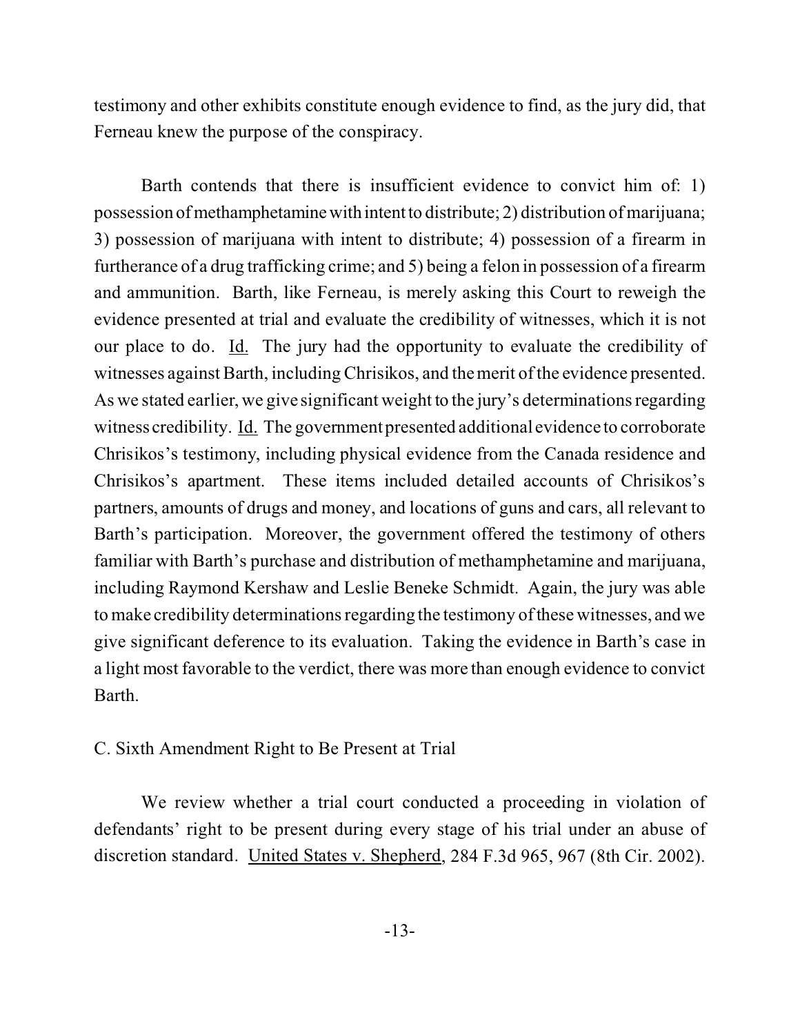testimony and other exhibits constitute enough evidence to find, as the jury did, that Ferneau knew the purpose of the conspiracy.

Barth contends that there is insufficient evidence to convict him of: 1) possession of methamphetamine with intent to distribute; 2) distribution of marijuana; 3) possession of marijuana with intent to distribute; 4) possession of a firearm in furtherance of a drug trafficking crime; and 5) being a felon in possession of a firearm and ammunition. Barth, like Ferneau, is merely asking this Court to reweigh the evidence presented at trial and evaluate the credibility of witnesses, which it is not our place to do. Id. The jury had the opportunity to evaluate the credibility of witnesses against Barth, including Chrisikos, and the merit of the evidence presented. As we stated earlier, we give significant weight to the jury's determinations regarding witness credibility. Id. The government presented additional evidence to corroborate Chrisikos's testimony, including physical evidence from the Canada residence and Chrisikos's apartment. These items included detailed accounts of Chrisikos's partners, amounts of drugs and money, and locations of guns and cars, all relevant to Barth's participation. Moreover, the government offered the testimony of others familiar with Barth's purchase and distribution of methamphetamine and marijuana, including Raymond Kershaw and Leslie Beneke Schmidt. Again, the jury was able to make credibility determinations regarding the testimony of these witnesses, and we give significant deference to its evaluation. Taking the evidence in Barth's case in a light most favorable to the verdict, there was more than enough evidence to convict Barth.

C. Sixth Amendment Right to Be Present at Trial

We review whether a trial court conducted a proceeding in violation of defendants' right to be present during every stage of his trial under an abuse of discretion standard. United States v. Shepherd, 284 F.3d 965, 967 (8th Cir. 2002).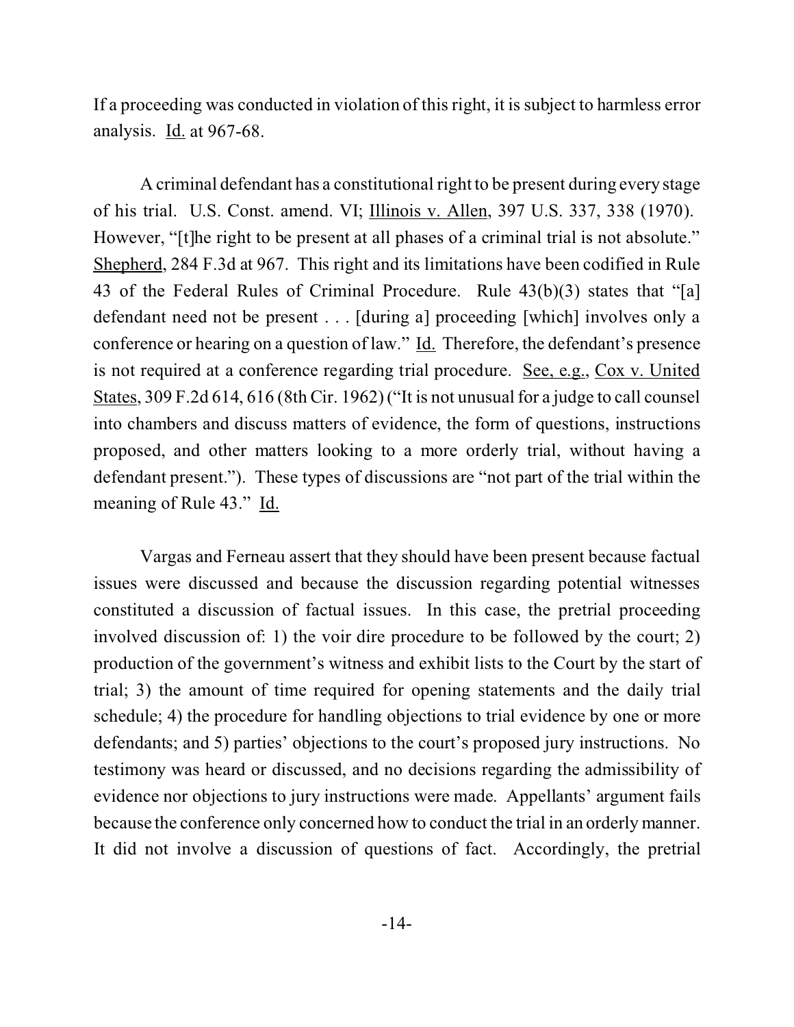If a proceeding was conducted in violation of this right, it is subject to harmless error analysis. Id. at 967-68.

A criminal defendant has a constitutional right to be present during every stage of his trial. U.S. Const. amend. VI; Illinois v. Allen, 397 U.S. 337, 338 (1970). However, "[t]he right to be present at all phases of a criminal trial is not absolute." Shepherd, 284 F.3d at 967. This right and its limitations have been codified in Rule 43 of the Federal Rules of Criminal Procedure. Rule 43(b)(3) states that "[a] defendant need not be present . . . [during a] proceeding [which] involves only a conference or hearing on a question of law." Id. Therefore, the defendant's presence is not required at a conference regarding trial procedure. See, e.g., Cox v. United States, 309 F.2d 614, 616 (8th Cir. 1962) ("It is not unusual for a judge to call counsel into chambers and discuss matters of evidence, the form of questions, instructions proposed, and other matters looking to a more orderly trial, without having a defendant present."). These types of discussions are "not part of the trial within the meaning of Rule 43." Id.

Vargas and Ferneau assert that they should have been present because factual issues were discussed and because the discussion regarding potential witnesses constituted a discussion of factual issues. In this case, the pretrial proceeding involved discussion of: 1) the voir dire procedure to be followed by the court; 2) production of the government's witness and exhibit lists to the Court by the start of trial; 3) the amount of time required for opening statements and the daily trial schedule; 4) the procedure for handling objections to trial evidence by one or more defendants; and 5) parties' objections to the court's proposed jury instructions. No testimony was heard or discussed, and no decisions regarding the admissibility of evidence nor objections to jury instructions were made. Appellants' argument fails because the conference only concerned how to conduct the trial in an orderly manner. It did not involve a discussion of questions of fact. Accordingly, the pretrial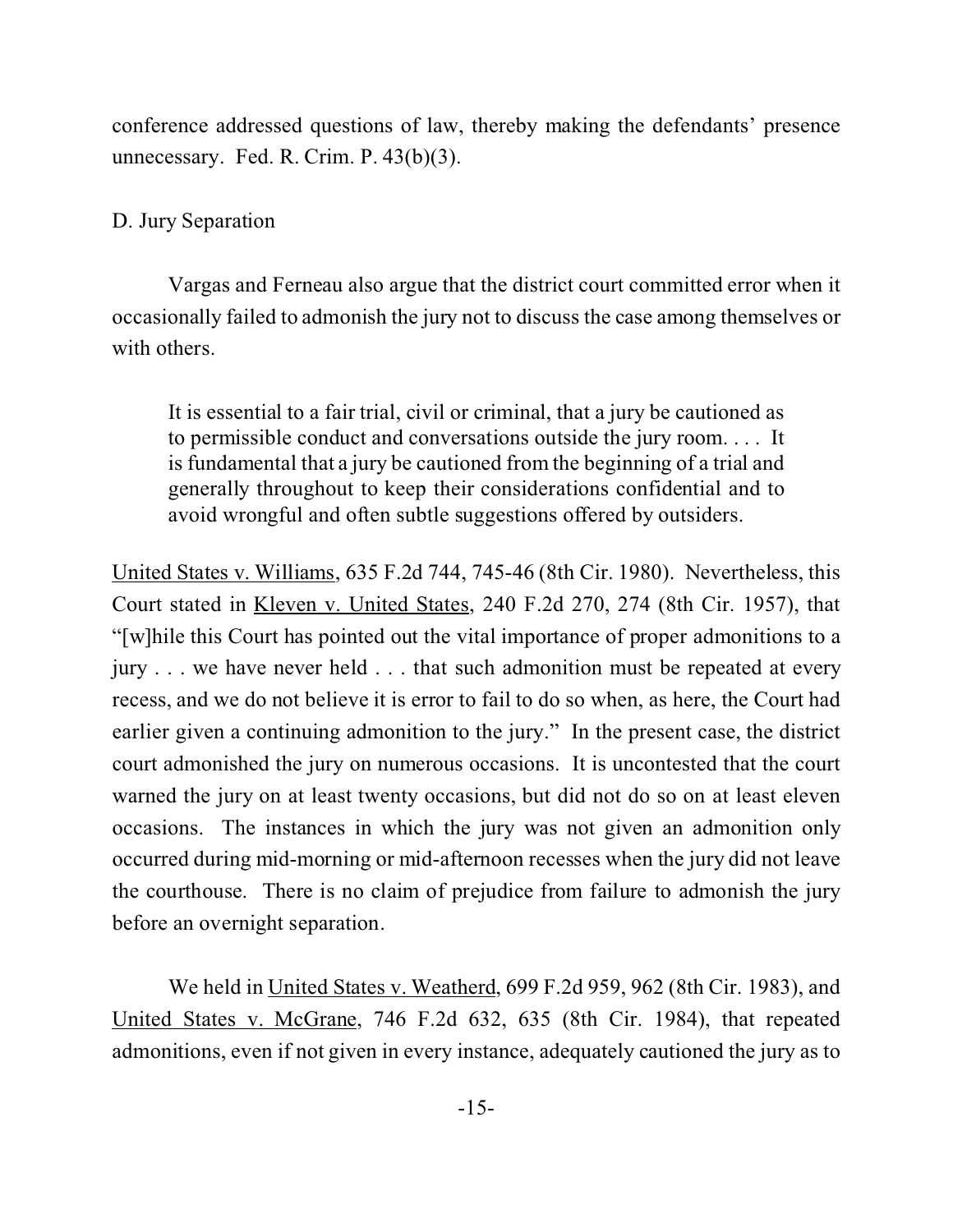conference addressed questions of law, thereby making the defendants' presence unnecessary. Fed. R. Crim. P. 43(b)(3).

D. Jury Separation

Vargas and Ferneau also argue that the district court committed error when it occasionally failed to admonish the jury not to discuss the case among themselves or with others.

> It is essential to a fair trial, civil or criminal, that a jury be cautioned as to permissible conduct and conversations outside the jury room. . . . It is fundamental that a jury be cautioned from the beginning of a trial and generally throughout to keep their considerations confidential and to avoid wrongful and often subtle suggestions offered by outsiders.

United States v. Williams, 635 F.2d 744, 745-46 (8th Cir. 1980). Nevertheless, this Court stated in Kleven v. United States, 240 F.2d 270, 274 (8th Cir. 1957), that "[w]hile this Court has pointed out the vital importance of proper admonitions to a jury . . . we have never held . . . that such admonition must be repeated at every recess, and we do not believe it is error to fail to do so when, as here, the Court had earlier given a continuing admonition to the jury." In the present case, the district court admonished the jury on numerous occasions. It is uncontested that the court warned the jury on at least twenty occasions, but did not do so on at least eleven occasions. The instances in which the jury was not given an admonition only occurred during mid-morning or mid-afternoon recesses when the jury did not leave the courthouse. There is no claim of prejudice from failure to admonish the jury before an overnight separation.

We held in United States v. Weatherd, 699 F.2d 959, 962 (8th Cir. 1983), and United States v. McGrane, 746 F.2d 632, 635 (8th Cir. 1984), that repeated admonitions, even if not given in every instance, adequately cautioned the jury as to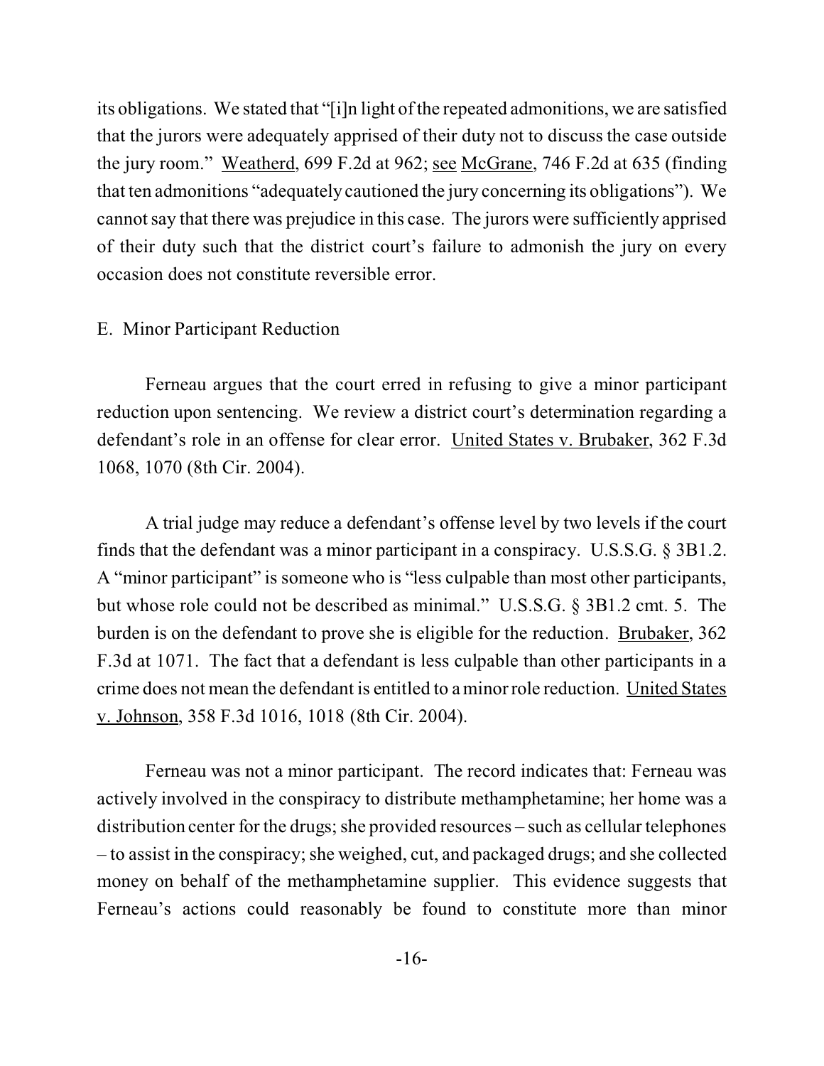its obligations. We stated that "[i]n light of the repeated admonitions, we are satisfied that the jurors were adequately apprised of their duty not to discuss the case outside the jury room." Weatherd, 699 F.2d at 962; see McGrane, 746 F.2d at 635 (finding that ten admonitions "adequately cautioned the jury concerning its obligations"). We cannot say that there was prejudice in this case. The jurors were sufficiently apprised of their duty such that the district court's failure to admonish the jury on every occasion does not constitute reversible error.

E. Minor Participant Reduction

Ferneau argues that the court erred in refusing to give a minor participant reduction upon sentencing. We review a district court's determination regarding a defendant's role in an offense for clear error. United States v. Brubaker, 362 F.3d 1068, 1070 (8th Cir. 2004).

A trial judge may reduce a defendant's offense level by two levels if the court finds that the defendant was a minor participant in a conspiracy. U.S.S.G. § 3B1.2. A "minor participant" is someone who is "less culpable than most other participants, but whose role could not be described as minimal." U.S.S.G. § 3B1.2 cmt. 5. The burden is on the defendant to prove she is eligible for the reduction. Brubaker, 362 F.3d at 1071. The fact that a defendant is less culpable than other participants in a crime does not mean the defendant is entitled to a minor role reduction. United States v. Johnson, 358 F.3d 1016, 1018 (8th Cir. 2004).

Ferneau was not a minor participant. The record indicates that: Ferneau was actively involved in the conspiracy to distribute methamphetamine; her home was a distribution center for the drugs; she provided resources – such as cellular telephones – to assist in the conspiracy; she weighed, cut, and packaged drugs; and she collected money on behalf of the methamphetamine supplier. This evidence suggests that Ferneau's actions could reasonably be found to constitute more than minor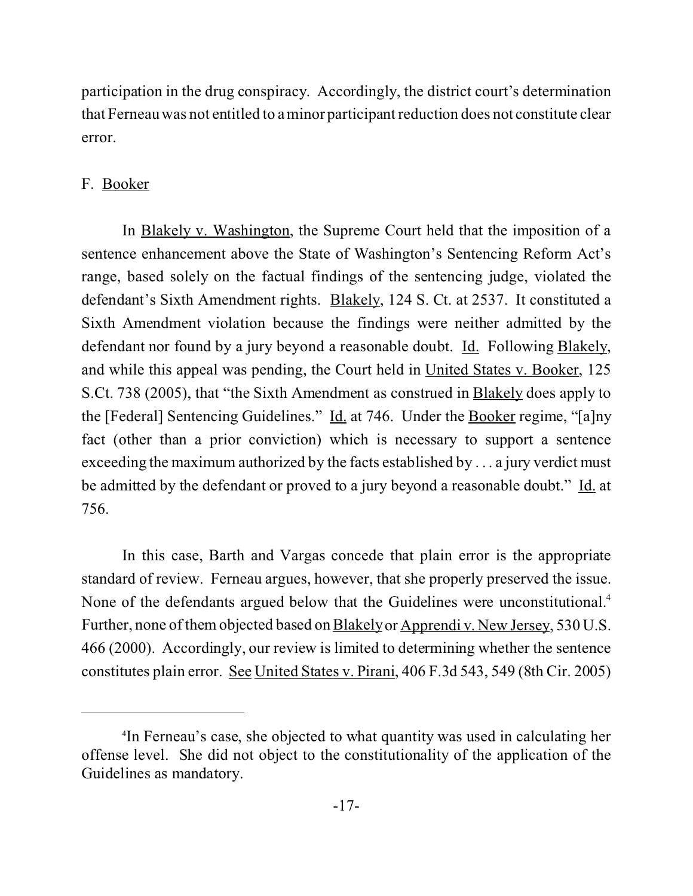participation in the drug conspiracy. Accordingly, the district court's determination that Ferneau was not entitled to a minor participant reduction does not constitute clear error.

F. Booker

In Blakely v. Washington, the Supreme Court held that the imposition of a sentence enhancement above the State of Washington's Sentencing Reform Act's range, based solely on the factual findings of the sentencing judge, violated the defendant's Sixth Amendment rights. Blakely, 124 S. Ct. at 2537. It constituted a Sixth Amendment violation because the findings were neither admitted by the defendant nor found by a jury beyond a reasonable doubt. Id. Following Blakely, and while this appeal was pending, the Court held in United States v. Booker, 125 S.Ct. 738 (2005), that "the Sixth Amendment as construed in Blakely does apply to the [Federal] Sentencing Guidelines." Id. at 746. Under the Booker regime, "[a]ny fact (other than a prior conviction) which is necessary to support a sentence exceeding the maximum authorized by the facts established by . . . a jury verdict must be admitted by the defendant or proved to a jury beyond a reasonable doubt." Id. at 756.

In this case, Barth and Vargas concede that plain error is the appropriate standard of review. Ferneau argues, however, that she properly preserved the issue. None of the defendants argued below that the Guidelines were unconstitutional.[4] Further, none of them objected based on Blakely or Apprendi v. New Jersey, 530 U.S. 466 (2000). Accordingly, our review is limited to determining whether the sentence constitutes plain error. See United States v. Pirani, 406 F.3d 543, 549 (8th Cir. 2005)

---

[4] In Ferneau's case, she objected to what quantity was used in calculating her offense level. She did not object to the constitutionality of the application of the Guidelines as mandatory.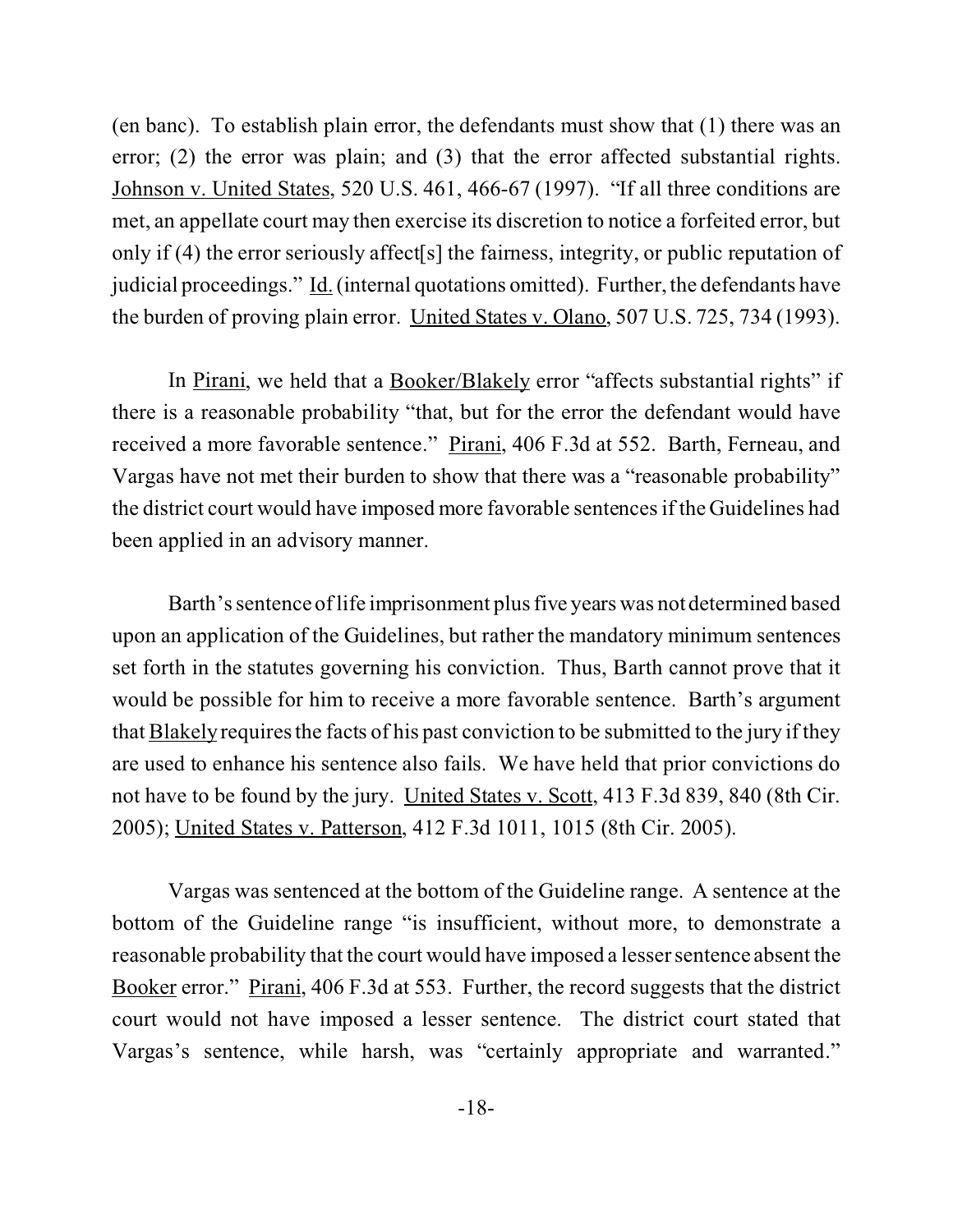(en banc). To establish plain error, the defendants must show that (1) there was an error; (2) the error was plain; and (3) that the error affected substantial rights. Johnson v. United States, 520 U.S. 461, 466-67 (1997). "If all three conditions are met, an appellate court may then exercise its discretion to notice a forfeited error, but only if (4) the error seriously affect[s] the fairness, integrity, or public reputation of judicial proceedings." Id. (internal quotations omitted). Further, the defendants have the burden of proving plain error. United States v. Olano, 507 U.S. 725, 734 (1993).

In Pirani, we held that a Booker/Blakely error "affects substantial rights" if there is a reasonable probability "that, but for the error the defendant would have received a more favorable sentence." Pirani, 406 F.3d at 552. Barth, Ferneau, and Vargas have not met their burden to show that there was a "reasonable probability" the district court would have imposed more favorable sentences if the Guidelines had been applied in an advisory manner.

Barth's sentence of life imprisonment plus five years was not determined based upon an application of the Guidelines, but rather the mandatory minimum sentences set forth in the statutes governing his conviction. Thus, Barth cannot prove that it would be possible for him to receive a more favorable sentence. Barth's argument that Blakely requires the facts of his past conviction to be submitted to the jury if they are used to enhance his sentence also fails. We have held that prior convictions do not have to be found by the jury. United States v. Scott, 413 F.3d 839, 840 (8th Cir. 2005); United States v. Patterson, 412 F.3d 1011, 1015 (8th Cir. 2005).

Vargas was sentenced at the bottom of the Guideline range. A sentence at the bottom of the Guideline range "is insufficient, without more, to demonstrate a reasonable probability that the court would have imposed a lesser sentence absent the Booker error." Pirani, 406 F.3d at 553. Further, the record suggests that the district court would not have imposed a lesser sentence. The district court stated that Vargas's sentence, while harsh, was "certainly appropriate and warranted."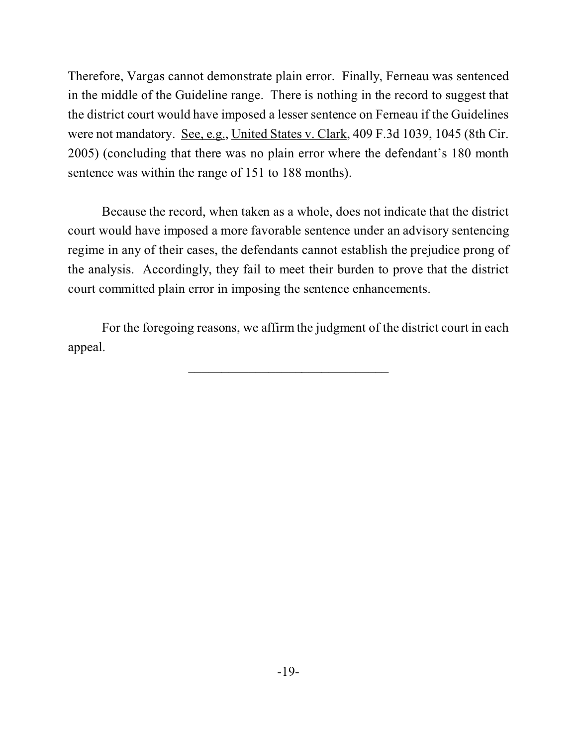Therefore, Vargas cannot demonstrate plain error. Finally, Ferneau was sentenced in the middle of the Guideline range. There is nothing in the record to suggest that the district court would have imposed a lesser sentence on Ferneau if the Guidelines were not mandatory. See, e.g., United States v. Clark, 409 F.3d 1039, 1045 (8th Cir. 2005) (concluding that there was no plain error where the defendant's 180 month sentence was within the range of 151 to 188 months).

Because the record, when taken as a whole, does not indicate that the district court would have imposed a more favorable sentence under an advisory sentencing regime in any of their cases, the defendants cannot establish the prejudice prong of the analysis. Accordingly, they fail to meet their burden to prove that the district court committed plain error in imposing the sentence enhancements.

For the foregoing reasons, we affirm the judgment of the district court in each appeal.

______________________________